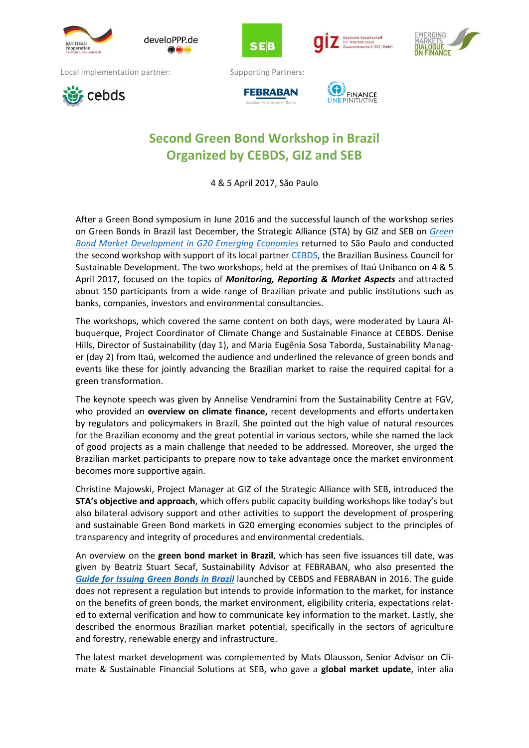Local implementation partner:

Supporting Partners:

# Second Green Bond Workshop in Brazil Organized by CEBDS, GIZ and SEB

4 & 5 April 2017, São Paulo

After a Green Bond symposium in June 2016 and the successful launch of the workshop series on Green Bonds in Brazil last December, the Strategic Alliance (STA) by GIZ and SEB on *Green Bond Market Development in G20 Emerging Economies* returned to São Paulo and conducted the second workshop with support of its local partner CEBDS, the Brazilian Business Council for Sustainable Development. The two workshops, held at the premises of Itaú Unibanco on 4 & 5 April 2017, focused on the topics of ***Monitoring, Reporting & Market Aspects*** and attracted about 150 participants from a wide range of Brazilian private and public institutions such as banks, companies, investors and environmental consultancies.

The workshops, which covered the same content on both days, were moderated by Laura Albuquerque, Project Coordinator of Climate Change and Sustainable Finance at CEBDS. Denise Hills, Director of Sustainability (day 1), and Maria Eugênia Sosa Taborda, Sustainability Manager (day 2) from Itaú, welcomed the audience and underlined the relevance of green bonds and events like these for jointly advancing the Brazilian market to raise the required capital for a green transformation.

The keynote speech was given by Annelise Vendramini from the Sustainability Centre at FGV, who provided an **overview on climate finance,** recent developments and efforts undertaken by regulators and policymakers in Brazil. She pointed out the high value of natural resources for the Brazilian economy and the great potential in various sectors, while she named the lack of good projects as a main challenge that needed to be addressed. Moreover, she urged the Brazilian market participants to prepare now to take advantage once the market environment becomes more supportive again.

Christine Majowski, Project Manager at GIZ of the Strategic Alliance with SEB, introduced the **STA's objective and approach**, which offers public capacity building workshops like today's but also bilateral advisory support and other activities to support the development of prospering and sustainable Green Bond markets in G20 emerging economies subject to the principles of transparency and integrity of procedures and environmental credentials.

An overview on the **green bond market in Brazil**, which has seen five issuances till date, was given by Beatriz Stuart Secaf, Sustainability Advisor at FEBRABAN, who also presented the ***Guide for Issuing Green Bonds in Brazil*** launched by CEBDS and FEBRABAN in 2016. The guide does not represent a regulation but intends to provide information to the market, for instance on the benefits of green bonds, the market environment, eligibility criteria, expectations related to external verification and how to communicate key information to the market. Lastly, she described the enormous Brazilian market potential, specifically in the sectors of agriculture and forestry, renewable energy and infrastructure.

The latest market development was complemented by Mats Olausson, Senior Advisor on Climate & Sustainable Financial Solutions at SEB, who gave a **global market update**, inter alia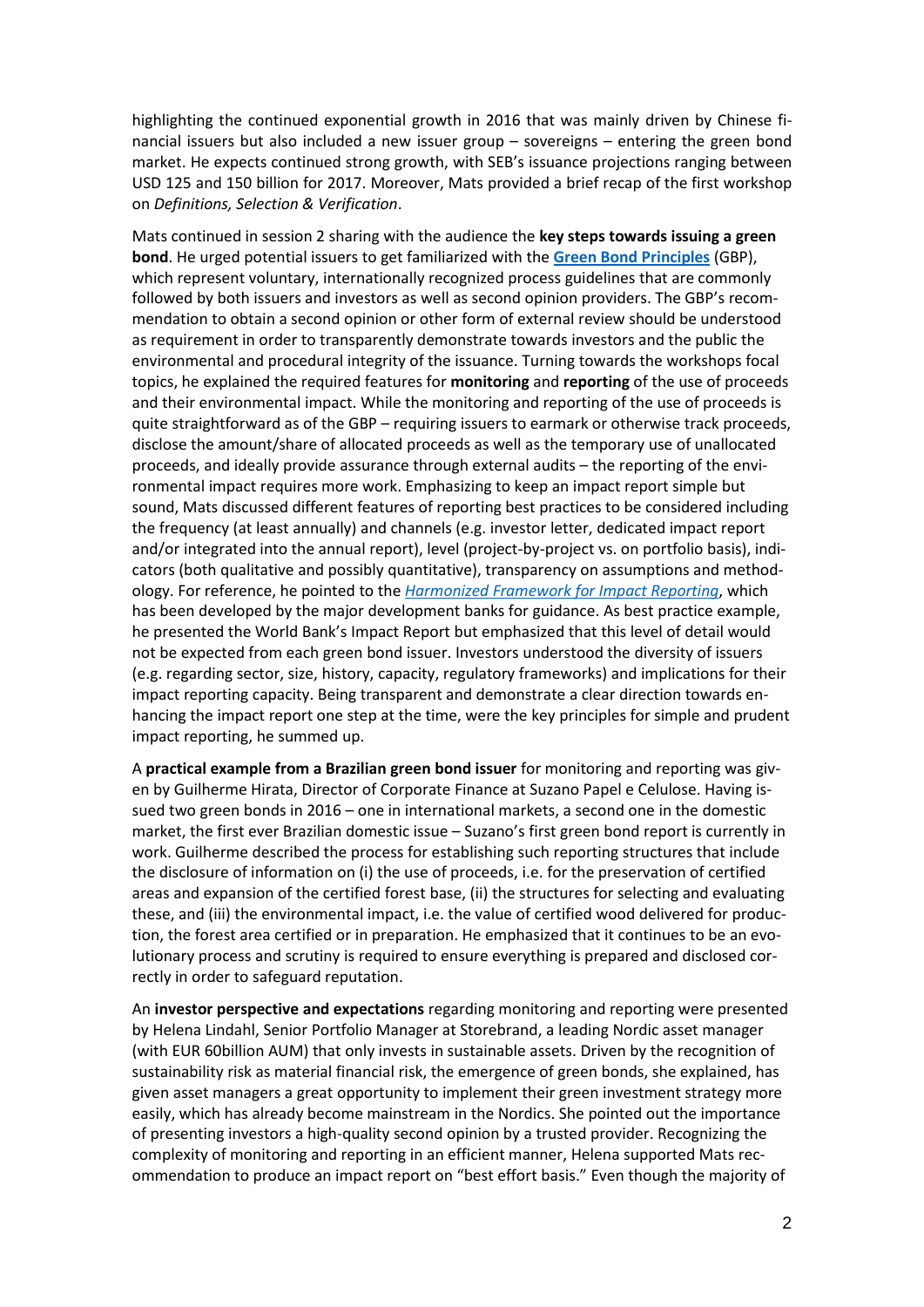highlighting the continued exponential growth in 2016 that was mainly driven by Chinese financial issuers but also included a new issuer group – sovereigns – entering the green bond market. He expects continued strong growth, with SEB's issuance projections ranging between USD 125 and 150 billion for 2017. Moreover, Mats provided a brief recap of the first workshop on *Definitions, Selection & Verification*.

Mats continued in session 2 sharing with the audience the **key steps towards issuing a green bond**. He urged potential issuers to get familiarized with the **Green Bond Principles** (GBP), which represent voluntary, internationally recognized process guidelines that are commonly followed by both issuers and investors as well as second opinion providers. The GBP's recommendation to obtain a second opinion or other form of external review should be understood as requirement in order to transparently demonstrate towards investors and the public the environmental and procedural integrity of the issuance. Turning towards the workshops focal topics, he explained the required features for **monitoring** and **reporting** of the use of proceeds and their environmental impact. While the monitoring and reporting of the use of proceeds is quite straightforward as of the GBP – requiring issuers to earmark or otherwise track proceeds, disclose the amount/share of allocated proceeds as well as the temporary use of unallocated proceeds, and ideally provide assurance through external audits – the reporting of the environmental impact requires more work. Emphasizing to keep an impact report simple but sound, Mats discussed different features of reporting best practices to be considered including the frequency (at least annually) and channels (e.g. investor letter, dedicated impact report and/or integrated into the annual report), level (project-by-project vs. on portfolio basis), indicators (both qualitative and possibly quantitative), transparency on assumptions and methodology. For reference, he pointed to the *Harmonized Framework for Impact Reporting*, which has been developed by the major development banks for guidance. As best practice example, he presented the World Bank's Impact Report but emphasized that this level of detail would not be expected from each green bond issuer. Investors understood the diversity of issuers (e.g. regarding sector, size, history, capacity, regulatory frameworks) and implications for their impact reporting capacity. Being transparent and demonstrate a clear direction towards enhancing the impact report one step at the time, were the key principles for simple and prudent impact reporting, he summed up.

A **practical example from a Brazilian green bond issuer** for monitoring and reporting was given by Guilherme Hirata, Director of Corporate Finance at Suzano Papel e Celulose. Having issued two green bonds in 2016 – one in international markets, a second one in the domestic market, the first ever Brazilian domestic issue – Suzano's first green bond report is currently in work. Guilherme described the process for establishing such reporting structures that include the disclosure of information on (i) the use of proceeds, i.e. for the preservation of certified areas and expansion of the certified forest base, (ii) the structures for selecting and evaluating these, and (iii) the environmental impact, i.e. the value of certified wood delivered for production, the forest area certified or in preparation. He emphasized that it continues to be an evolutionary process and scrutiny is required to ensure everything is prepared and disclosed correctly in order to safeguard reputation.

An **investor perspective and expectations** regarding monitoring and reporting were presented by Helena Lindahl, Senior Portfolio Manager at Storebrand, a leading Nordic asset manager (with EUR 60billion AUM) that only invests in sustainable assets. Driven by the recognition of sustainability risk as material financial risk, the emergence of green bonds, she explained, has given asset managers a great opportunity to implement their green investment strategy more easily, which has already become mainstream in the Nordics. She pointed out the importance of presenting investors a high-quality second opinion by a trusted provider. Recognizing the complexity of monitoring and reporting in an efficient manner, Helena supported Mats recommendation to produce an impact report on "best effort basis." Even though the majority of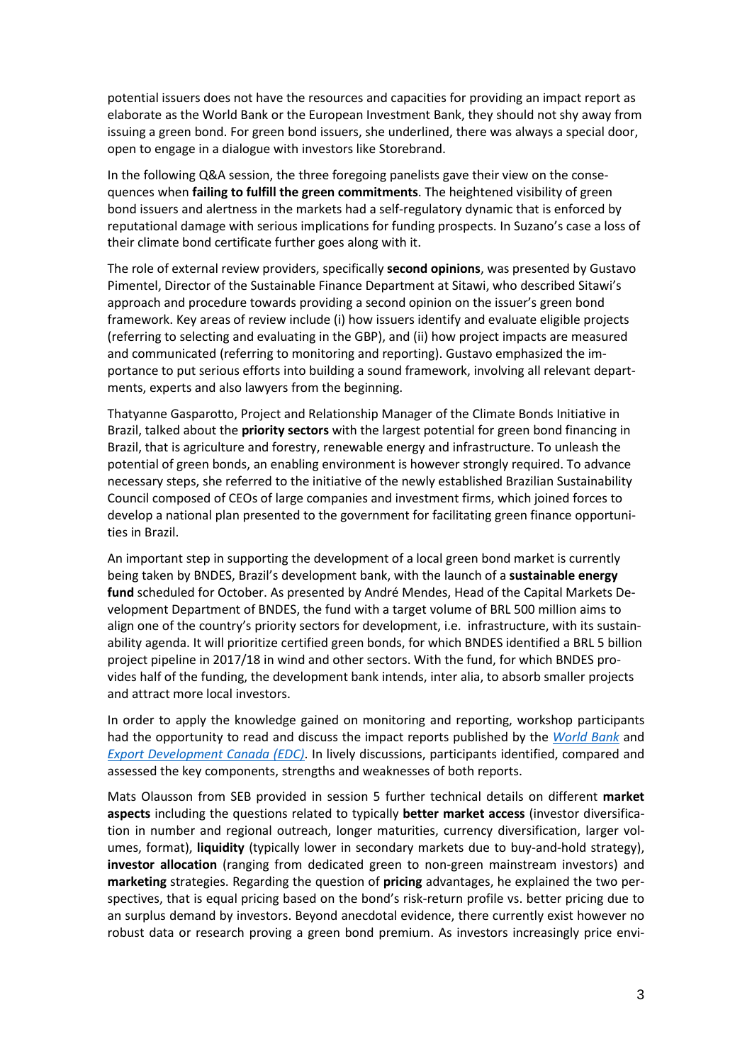potential issuers does not have the resources and capacities for providing an impact report as elaborate as the World Bank or the European Investment Bank, they should not shy away from issuing a green bond. For green bond issuers, she underlined, there was always a special door, open to engage in a dialogue with investors like Storebrand.

In the following Q&A session, the three foregoing panelists gave their view on the consequences when **failing to fulfill the green commitments**. The heightened visibility of green bond issuers and alertness in the markets had a self-regulatory dynamic that is enforced by reputational damage with serious implications for funding prospects. In Suzano's case a loss of their climate bond certificate further goes along with it.

The role of external review providers, specifically **second opinions**, was presented by Gustavo Pimentel, Director of the Sustainable Finance Department at Sitawi, who described Sitawi's approach and procedure towards providing a second opinion on the issuer's green bond framework. Key areas of review include (i) how issuers identify and evaluate eligible projects (referring to selecting and evaluating in the GBP), and (ii) how project impacts are measured and communicated (referring to monitoring and reporting). Gustavo emphasized the importance to put serious efforts into building a sound framework, involving all relevant departments, experts and also lawyers from the beginning.

Thatyanne Gasparotto, Project and Relationship Manager of the Climate Bonds Initiative in Brazil, talked about the **priority sectors** with the largest potential for green bond financing in Brazil, that is agriculture and forestry, renewable energy and infrastructure. To unleash the potential of green bonds, an enabling environment is however strongly required. To advance necessary steps, she referred to the initiative of the newly established Brazilian Sustainability Council composed of CEOs of large companies and investment firms, which joined forces to develop a national plan presented to the government for facilitating green finance opportunities in Brazil.

An important step in supporting the development of a local green bond market is currently being taken by BNDES, Brazil's development bank, with the launch of a **sustainable energy fund** scheduled for October. As presented by André Mendes, Head of the Capital Markets Development Department of BNDES, the fund with a target volume of BRL 500 million aims to align one of the country's priority sectors for development, i.e. infrastructure, with its sustainability agenda. It will prioritize certified green bonds, for which BNDES identified a BRL 5 billion project pipeline in 2017/18 in wind and other sectors. With the fund, for which BNDES provides half of the funding, the development bank intends, inter alia, to absorb smaller projects and attract more local investors.

In order to apply the knowledge gained on monitoring and reporting, workshop participants had the opportunity to read and discuss the impact reports published by the *World Bank* and *Export Development Canada (EDC)*. In lively discussions, participants identified, compared and assessed the key components, strengths and weaknesses of both reports.

Mats Olausson from SEB provided in session 5 further technical details on different **market aspects** including the questions related to typically **better market access** (investor diversification in number and regional outreach, longer maturities, currency diversification, larger volumes, format), **liquidity** (typically lower in secondary markets due to buy-and-hold strategy), **investor allocation** (ranging from dedicated green to non-green mainstream investors) and **marketing** strategies. Regarding the question of **pricing** advantages, he explained the two perspectives, that is equal pricing based on the bond's risk-return profile vs. better pricing due to an surplus demand by investors. Beyond anecdotal evidence, there currently exist however no robust data or research proving a green bond premium. As investors increasingly price envi-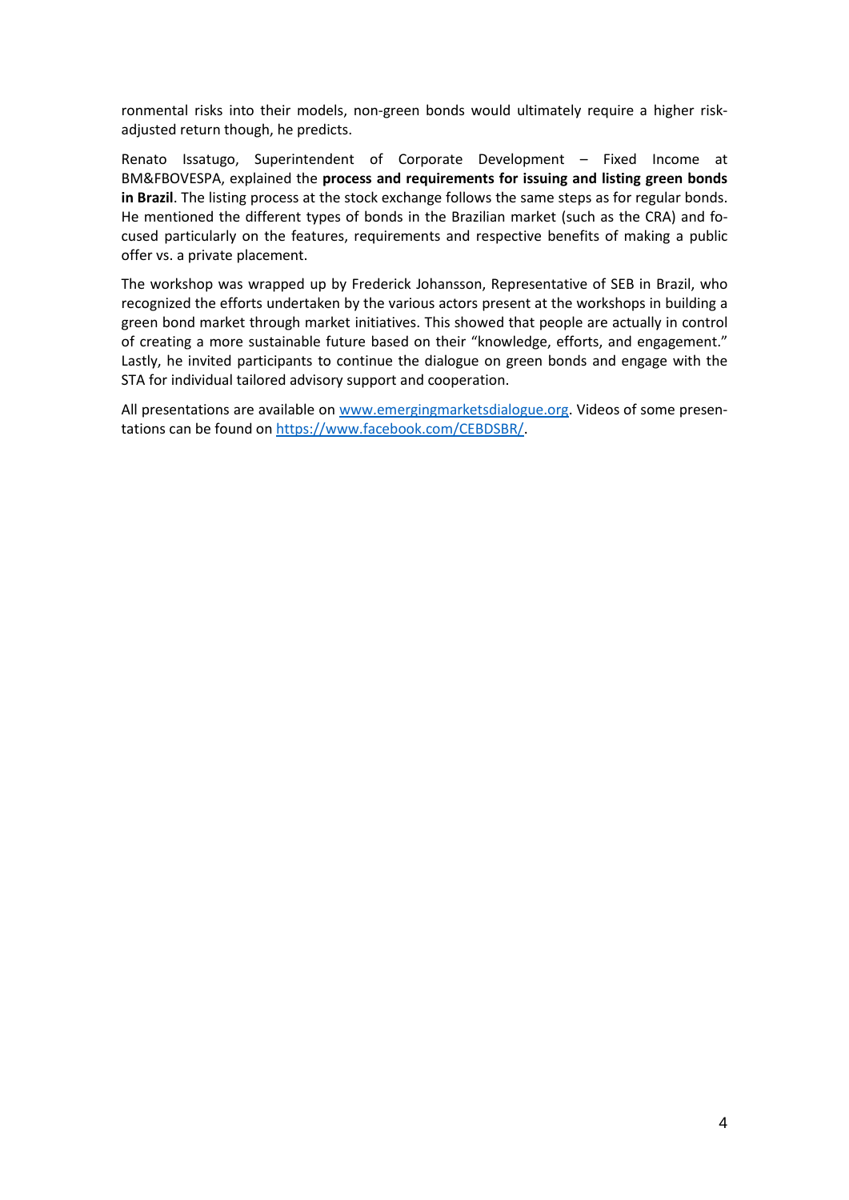ronmental risks into their models, non-green bonds would ultimately require a higher risk-adjusted return though, he predicts.

Renato Issatugo, Superintendent of Corporate Development – Fixed Income at BM&FBOVESPA, explained the **process and requirements for issuing and listing green bonds in Brazil**. The listing process at the stock exchange follows the same steps as for regular bonds. He mentioned the different types of bonds in the Brazilian market (such as the CRA) and focused particularly on the features, requirements and respective benefits of making a public offer vs. a private placement.

The workshop was wrapped up by Frederick Johansson, Representative of SEB in Brazil, who recognized the efforts undertaken by the various actors present at the workshops in building a green bond market through market initiatives. This showed that people are actually in control of creating a more sustainable future based on their "knowledge, efforts, and engagement." Lastly, he invited participants to continue the dialogue on green bonds and engage with the STA for individual tailored advisory support and cooperation.

All presentations are available on [www.emergingmarketsdialogue.org](http://www.emergingmarketsdialogue.org). Videos of some presentations can be found on [https://www.facebook.com/CEBDSBR/](https://www.facebook.com/CEBDSBR/).